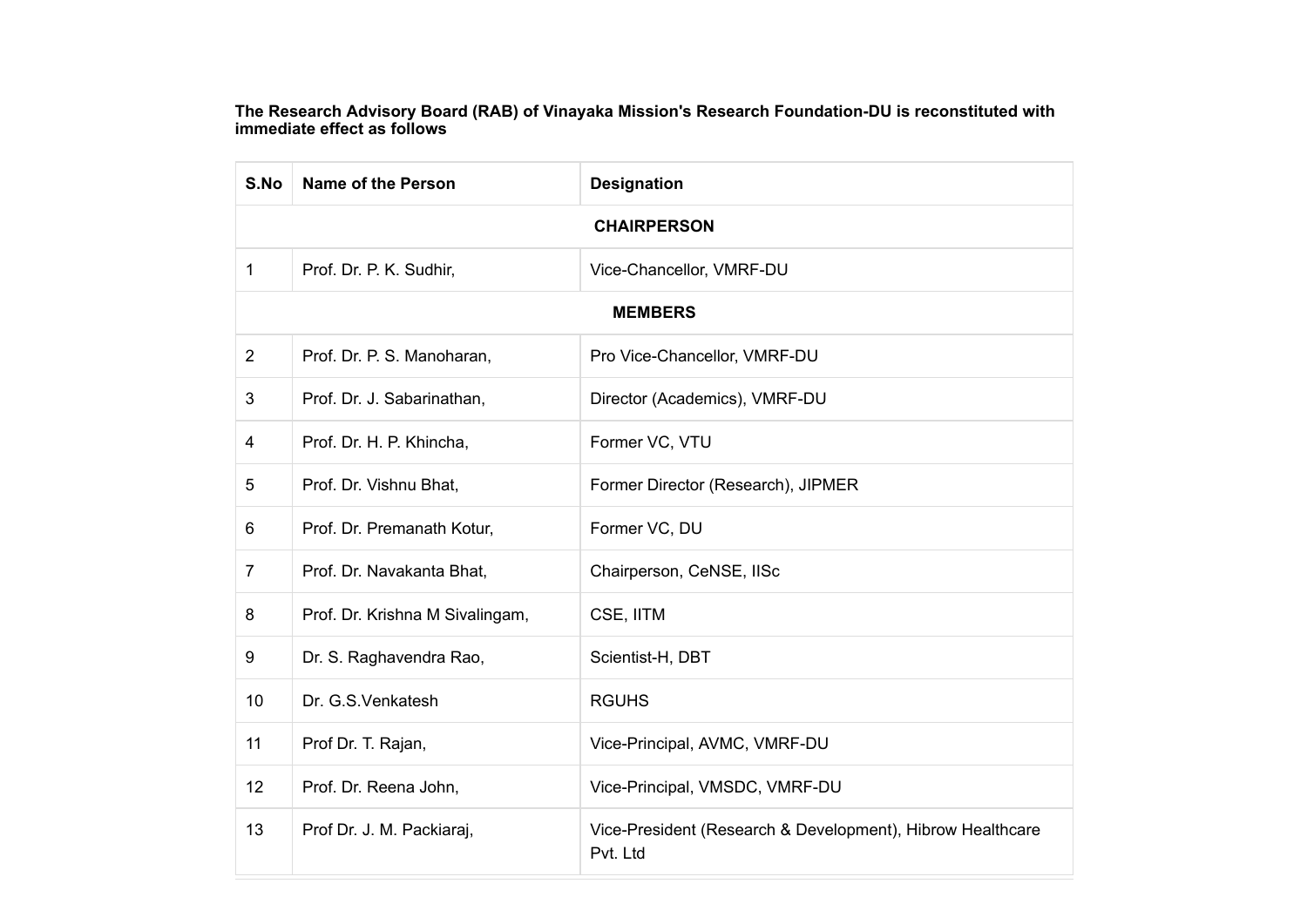**The Research Advisory Board (RAB) of Vinayaka Mission's Research Foundation-DU is reconstituted with immediate effect as follows**

| S.No | Name of the Person | Designation |
|---|---|---|
| | **CHAIRPERSON** | |
| 1 | Prof. Dr. P. K. Sudhir, | Vice-Chancellor, VMRF-DU |
| | **MEMBERS** | |
| 2 | Prof. Dr. P. S. Manoharan, | Pro Vice-Chancellor, VMRF-DU |
| 3 | Prof. Dr. J. Sabarinathan, | Director (Academics), VMRF-DU |
| 4 | Prof. Dr. H. P. Khincha, | Former VC, VTU |
| 5 | Prof. Dr. Vishnu Bhat, | Former Director (Research), JIPMER |
| 6 | Prof. Dr. Premanath Kotur, | Former VC, DU |
| 7 | Prof. Dr. Navakanta Bhat, | Chairperson, CeNSE, IISc |
| 8 | Prof. Dr. Krishna M Sivalingam, | CSE, IITM |
| 9 | Dr. S. Raghavendra Rao, | Scientist-H, DBT |
| 10 | Dr. G.S.Venkatesh | RGUHS |
| 11 | Prof Dr. T. Rajan, | Vice-Principal, AVMC, VMRF-DU |
| 12 | Prof. Dr. Reena John, | Vice-Principal, VMSDC, VMRF-DU |
| 13 | Prof Dr. J. M. Packiaraj, | Vice-President (Research & Development), Hibrow Healthcare Pvt. Ltd |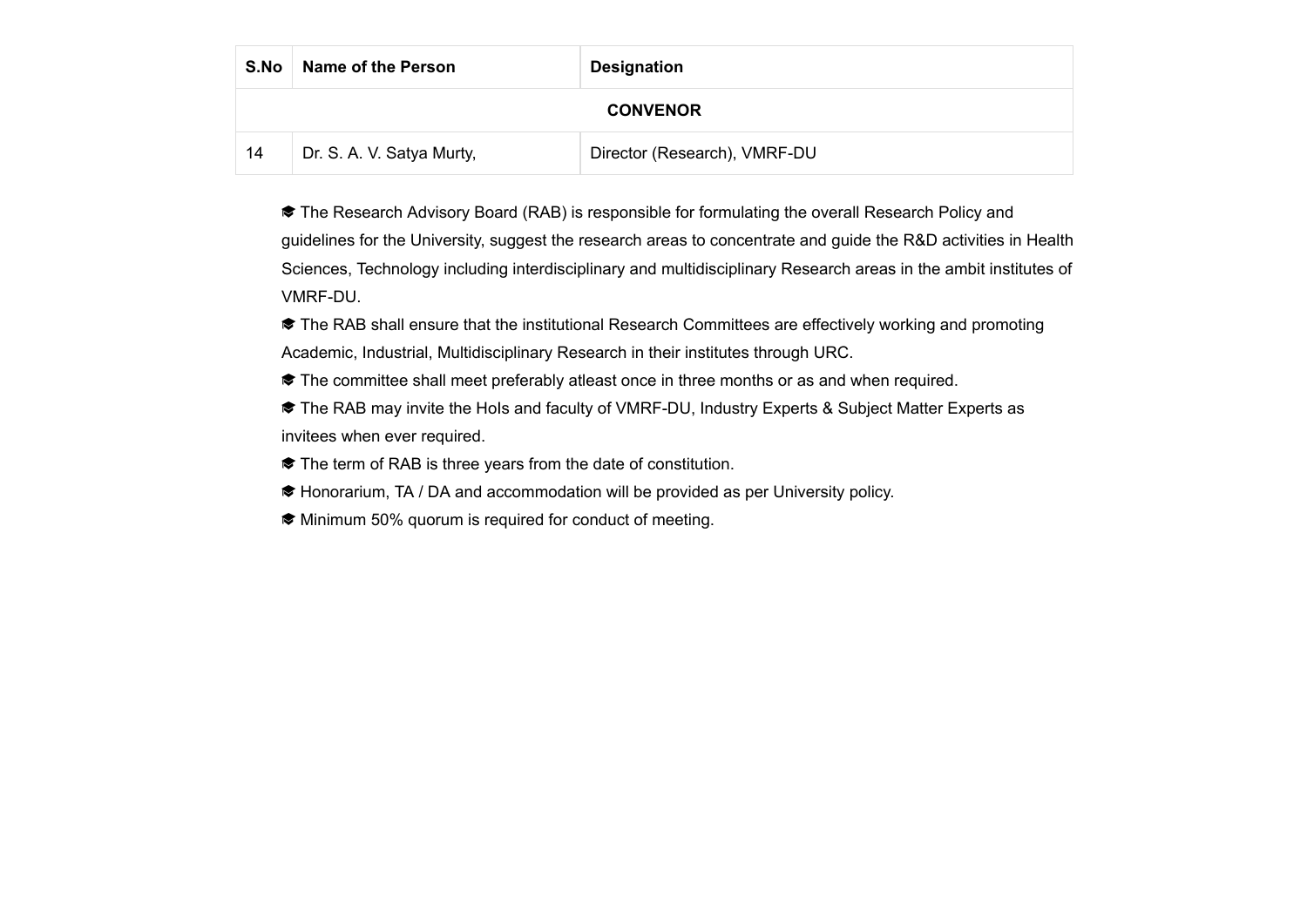| S.No | Name of the Person | Designation |
|---|---|---|
| | **CONVENOR** | |
| 14 | Dr. S. A. V. Satya Murty, | Director (Research), VMRF-DU |

- The Research Advisory Board (RAB) is responsible for formulating the overall Research Policy and guidelines for the University, suggest the research areas to concentrate and guide the R&D activities in Health Sciences, Technology including interdisciplinary and multidisciplinary Research areas in the ambit institutes of VMRF-DU.
- The RAB shall ensure that the institutional Research Committees are effectively working and promoting Academic, Industrial, Multidisciplinary Research in their institutes through URC.
- The committee shall meet preferably atleast once in three months or as and when required.
- The RAB may invite the HoIs and faculty of VMRF-DU, Industry Experts & Subject Matter Experts as invitees when ever required.
- The term of RAB is three years from the date of constitution.
- Honorarium, TA / DA and accommodation will be provided as per University policy.
- Minimum 50% quorum is required for conduct of meeting.